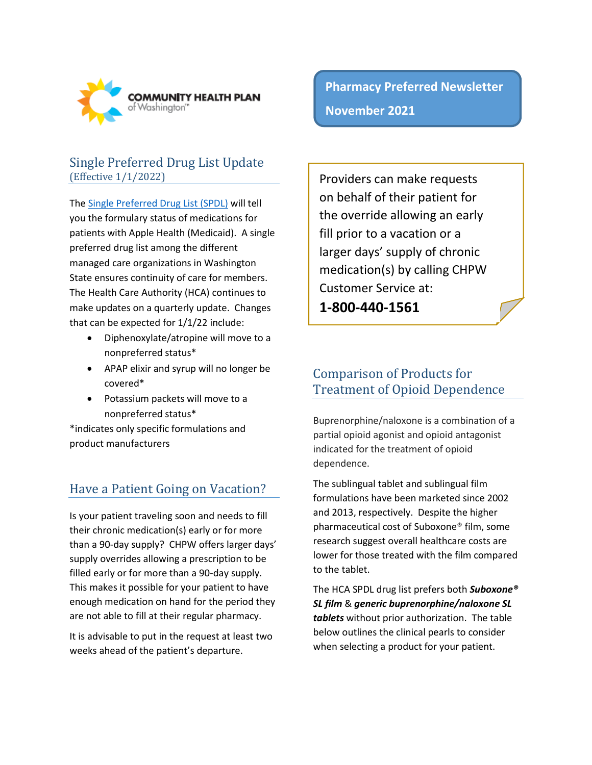COMMUNITY HEALTH PLAN of Washington™

**Pharmacy Preferred Newsletter**

**November 2021**

## Single Preferred Drug List Update
(Effective 1/1/2022)

The [Single Preferred Drug List (SPDL)]() will tell you the formulary status of medications for patients with Apple Health (Medicaid). A single preferred drug list among the different managed care organizations in Washington State ensures continuity of care for members. The Health Care Authority (HCA) continues to make updates on a quarterly update. Changes that can be expected for 1/1/22 include:

- Diphenoxylate/atropine will move to a nonpreferred status*
- APAP elixir and syrup will no longer be covered*
- Potassium packets will move to a nonpreferred status*

*indicates only specific formulations and product manufacturers

## Have a Patient Going on Vacation?

Is your patient traveling soon and needs to fill their chronic medication(s) early or for more than a 90-day supply? CHPW offers larger days' supply overrides allowing a prescription to be filled early or for more than a 90-day supply. This makes it possible for your patient to have enough medication on hand for the period they are not able to fill at their regular pharmacy.

It is advisable to put in the request at least two weeks ahead of the patient's departure.

Providers can make requests on behalf of their patient for the override allowing an early fill prior to a vacation or a larger days' supply of chronic medication(s) by calling CHPW Customer Service at:

**1-800-440-1561**

## Comparison of Products for Treatment of Opioid Dependence

Buprenorphine/naloxone is a combination of a partial opioid agonist and opioid antagonist indicated for the treatment of opioid dependence.

The sublingual tablet and sublingual film formulations have been marketed since 2002 and 2013, respectively. Despite the higher pharmaceutical cost of Suboxone® film, some research suggest overall healthcare costs are lower for those treated with the film compared to the tablet.

The HCA SPDL drug list prefers both ***Suboxone® SL film*** & ***generic buprenorphine/naloxone SL tablets*** without prior authorization. The table below outlines the clinical pearls to consider when selecting a product for your patient.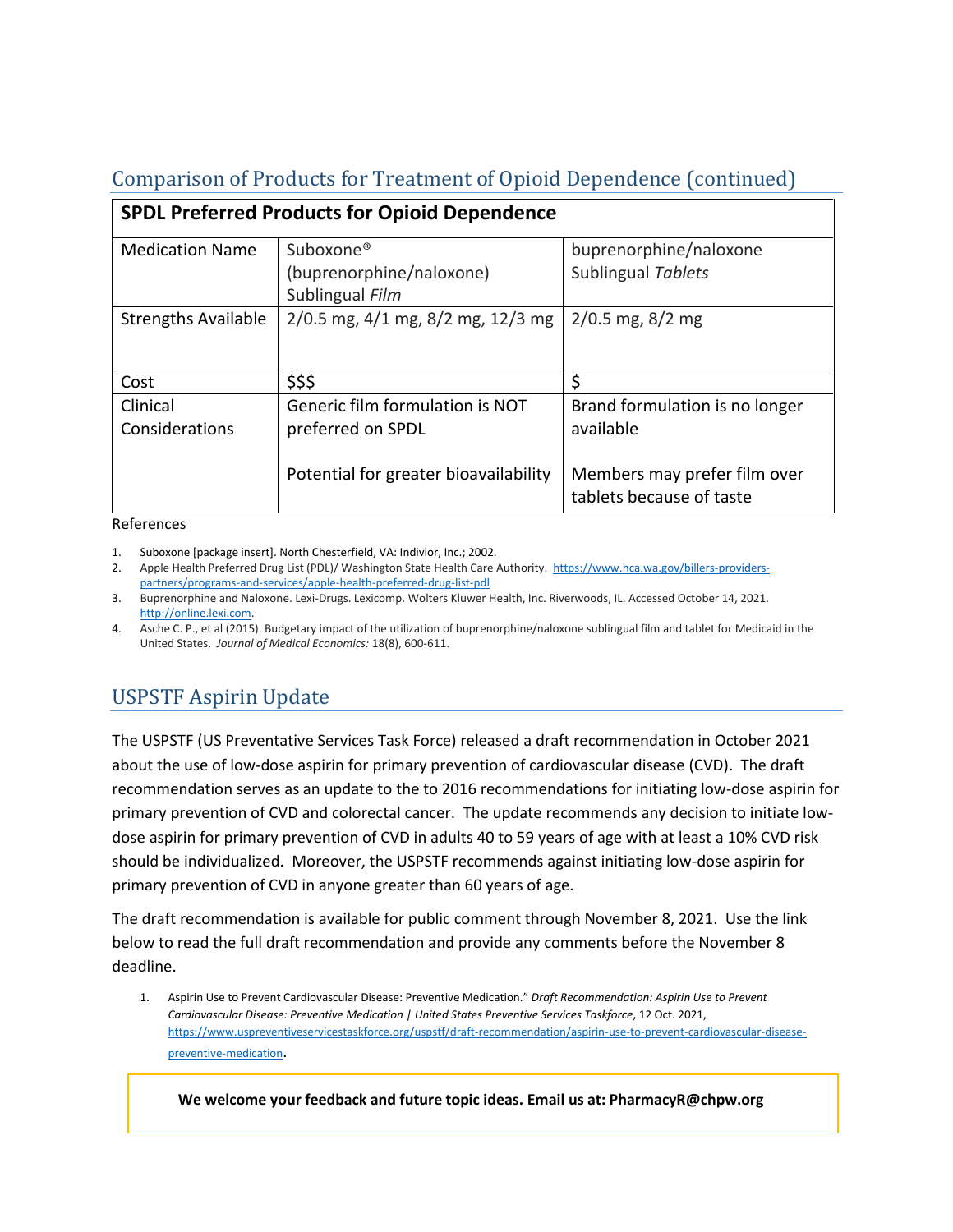## Comparison of Products for Treatment of Opioid Dependence (continued)

| SPDL Preferred Products for Opioid Dependence | | |
|---|---|---|
| Medication Name | Suboxone® (buprenorphine/naloxone) Sublingual *Film* | buprenorphine/naloxone Sublingual *Tablets* |
| Strengths Available | 2/0.5 mg, 4/1 mg, 8/2 mg, 12/3 mg | 2/0.5 mg, 8/2 mg |
| Cost | $$$ | $ |
| Clinical Considerations | Generic film formulation is NOT preferred on SPDL<br><br>Potential for greater bioavailability | Brand formulation is no longer available<br><br>Members may prefer film over tablets because of taste |

References

1. Suboxone [package insert]. North Chesterfield, VA: Indivior, Inc.; 2002.
2. Apple Health Preferred Drug List (PDL)/ Washington State Health Care Authority. https://www.hca.wa.gov/billers-providers-partners/programs-and-services/apple-health-preferred-drug-list-pdl
3. Buprenorphine and Naloxone. Lexi-Drugs. Lexicomp. Wolters Kluwer Health, Inc. Riverwoods, IL. Accessed October 14, 2021. http://online.lexi.com.
4. Asche C. P., et al (2015). Budgetary impact of the utilization of buprenorphine/naloxone sublingual film and tablet for Medicaid in the United States. *Journal of Medical Economics:* 18(8), 600-611.

## USPSTF Aspirin Update

The USPSTF (US Preventative Services Task Force) released a draft recommendation in October 2021 about the use of low-dose aspirin for primary prevention of cardiovascular disease (CVD). The draft recommendation serves as an update to the to 2016 recommendations for initiating low-dose aspirin for primary prevention of CVD and colorectal cancer. The update recommends any decision to initiate low-dose aspirin for primary prevention of CVD in adults 40 to 59 years of age with at least a 10% CVD risk should be individualized. Moreover, the USPSTF recommends against initiating low-dose aspirin for primary prevention of CVD in anyone greater than 60 years of age.

The draft recommendation is available for public comment through November 8, 2021. Use the link below to read the full draft recommendation and provide any comments before the November 8 deadline.

1. Aspirin Use to Prevent Cardiovascular Disease: Preventive Medication." *Draft Recommendation: Aspirin Use to Prevent Cardiovascular Disease: Preventive Medication | United States Preventive Services Taskforce*, 12 Oct. 2021, https://www.uspreventiveservicestaskforce.org/uspstf/draft-recommendation/aspirin-use-to-prevent-cardiovascular-disease-preventive-medication.

**We welcome your feedback and future topic ideas. Email us at: PharmacyR@chpw.org**